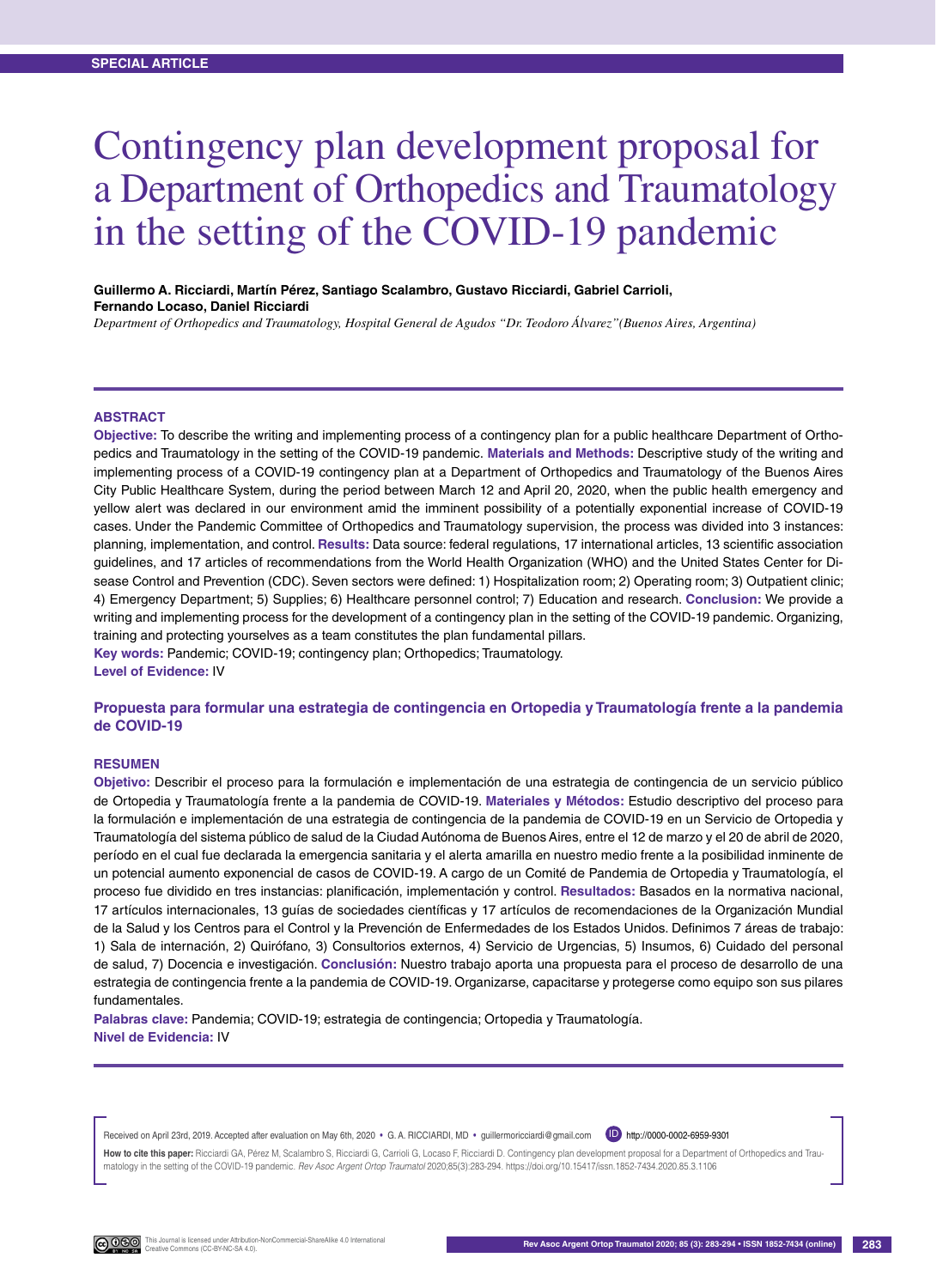SPECIAL ARTICLE

# Contingency plan development proposal for a Department of Orthopedics and Traumatology in the setting of the COVID-19 pandemic

**Guillermo A. Ricciardi, Martín Pérez, Santiago Scalambro, Gustavo Ricciardi, Gabriel Carrioli, Fernando Locaso, Daniel Ricciardi**

*Department of Orthopedics and Traumatology, Hospital General de Agudos "Dr. Teodoro Álvarez"(Buenos Aires, Argentina)*

## ABSTRACT

**Objective:** To describe the writing and implementing process of a contingency plan for a public healthcare Department of Orthopedics and Traumatology in the setting of the COVID-19 pandemic. **Materials and Methods:** Descriptive study of the writing and implementing process of a COVID-19 contingency plan at a Department of Orthopedics and Traumatology of the Buenos Aires City Public Healthcare System, during the period between March 12 and April 20, 2020, when the public health emergency and yellow alert was declared in our environment amid the imminent possibility of a potentially exponential increase of COVID-19 cases. Under the Pandemic Committee of Orthopedics and Traumatology supervision, the process was divided into 3 instances: planning, implementation, and control. **Results:** Data source: federal regulations, 17 international articles, 13 scientific association guidelines, and 17 articles of recommendations from the World Health Organization (WHO) and the United States Center for Disease Control and Prevention (CDC). Seven sectors were defined: 1) Hospitalization room; 2) Operating room; 3) Outpatient clinic; 4) Emergency Department; 5) Supplies; 6) Healthcare personnel control; 7) Education and research. **Conclusion:** We provide a writing and implementing process for the development of a contingency plan in the setting of the COVID-19 pandemic. Organizing, training and protecting yourselves as a team constitutes the plan fundamental pillars.

**Key words:** Pandemic; COVID-19; contingency plan; Orthopedics; Traumatology.

**Level of Evidence:** IV

### Propuesta para formular una estrategia de contingencia en Ortopedia y Traumatología frente a la pandemia de COVID-19

## RESUMEN

**Objetivo:** Describir el proceso para la formulación e implementación de una estrategia de contingencia de un servicio público de Ortopedia y Traumatología frente a la pandemia de COVID-19. **Materiales y Métodos:** Estudio descriptivo del proceso para la formulación e implementación de una estrategia de contingencia de la pandemia de COVID-19 en un Servicio de Ortopedia y Traumatología del sistema público de salud de la Ciudad Autónoma de Buenos Aires, entre el 12 de marzo y el 20 de abril de 2020, período en el cual fue declarada la emergencia sanitaria y el alerta amarilla en nuestro medio frente a la posibilidad inminente de un potencial aumento exponencial de casos de COVID-19. A cargo de un Comité de Pandemia de Ortopedia y Traumatología, el proceso fue dividido en tres instancias: planificación, implementación y control. **Resultados:** Basados en la normativa nacional, 17 artículos internacionales, 13 guías de sociedades científicas y 17 artículos de recomendaciones de la Organización Mundial de la Salud y los Centros para el Control y la Prevención de Enfermedades de los Estados Unidos. Definimos 7 áreas de trabajo: 1) Sala de internación, 2) Quirófano, 3) Consultorios externos, 4) Servicio de Urgencias, 5) Insumos, 6) Cuidado del personal de salud, 7) Docencia e investigación. **Conclusión:** Nuestro trabajo aporta una propuesta para el proceso de desarrollo de una estrategia de contingencia frente a la pandemia de COVID-19. Organizarse, capacitarse y protegerse como equipo son sus pilares fundamentales.

**Palabras clave:** Pandemia; COVID-19; estrategia de contingencia; Ortopedia y Traumatología.

**Nivel de Evidencia:** IV

Received on April 23rd, 2019. Accepted after evaluation on May 6th, 2020 • G. A. RICCIARDI, MD • guillermoricciardi@gmail.com http://0000-0002-6959-9301

**How to cite this paper:** Ricciardi GA, Pérez M, Scalambro S, Ricciardi G, Carrioli G, Locaso F, Ricciardi D. Contingency plan development proposal for a Department of Orthopedics and Traumatology in the setting of the COVID-19 pandemic. *Rev Asoc Argent Ortop Traumatol* 2020;85(3):283-294. https://doi.org/10.15417/issn.1852-7434.2020.85.3.1106

This Journal is licensed under Attribution-NonCommercial-ShareAlike 4.0 International Creative Commons (CC-BY-NC-SA 4.0).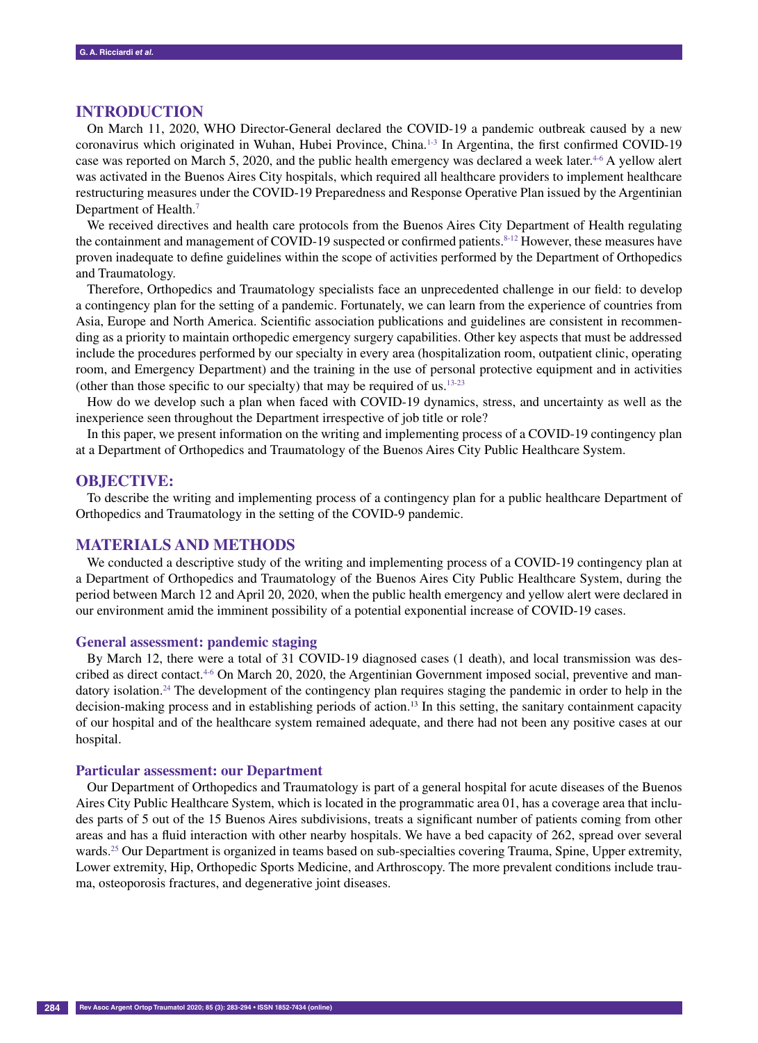## INTRODUCTION

On March 11, 2020, WHO Director-General declared the COVID-19 a pandemic outbreak caused by a new coronavirus which originated in Wuhan, Hubei Province, China.[1-3] In Argentina, the first confirmed COVID-19 case was reported on March 5, 2020, and the public health emergency was declared a week later.[4-6] A yellow alert was activated in the Buenos Aires City hospitals, which required all healthcare providers to implement healthcare restructuring measures under the COVID-19 Preparedness and Response Operative Plan issued by the Argentinian Department of Health.[7]

We received directives and health care protocols from the Buenos Aires City Department of Health regulating the containment and management of COVID-19 suspected or confirmed patients.[8-12] However, these measures have proven inadequate to define guidelines within the scope of activities performed by the Department of Orthopedics and Traumatology.

Therefore, Orthopedics and Traumatology specialists face an unprecedented challenge in our field: to develop a contingency plan for the setting of a pandemic. Fortunately, we can learn from the experience of countries from Asia, Europe and North America. Scientific association publications and guidelines are consistent in recommending as a priority to maintain orthopedic emergency surgery capabilities. Other key aspects that must be addressed include the procedures performed by our specialty in every area (hospitalization room, outpatient clinic, operating room, and Emergency Department) and the training in the use of personal protective equipment and in activities (other than those specific to our specialty) that may be required of us.[13-23]

How do we develop such a plan when faced with COVID-19 dynamics, stress, and uncertainty as well as the inexperience seen throughout the Department irrespective of job title or role?

In this paper, we present information on the writing and implementing process of a COVID-19 contingency plan at a Department of Orthopedics and Traumatology of the Buenos Aires City Public Healthcare System.

## OBJECTIVE:

To describe the writing and implementing process of a contingency plan for a public healthcare Department of Orthopedics and Traumatology in the setting of the COVID-9 pandemic.

## MATERIALS AND METHODS

We conducted a descriptive study of the writing and implementing process of a COVID-19 contingency plan at a Department of Orthopedics and Traumatology of the Buenos Aires City Public Healthcare System, during the period between March 12 and April 20, 2020, when the public health emergency and yellow alert were declared in our environment amid the imminent possibility of a potential exponential increase of COVID-19 cases.

### General assessment: pandemic staging

By March 12, there were a total of 31 COVID-19 diagnosed cases (1 death), and local transmission was described as direct contact.[4-6] On March 20, 2020, the Argentinian Government imposed social, preventive and mandatory isolation.[24] The development of the contingency plan requires staging the pandemic in order to help in the decision-making process and in establishing periods of action.[13] In this setting, the sanitary containment capacity of our hospital and of the healthcare system remained adequate, and there had not been any positive cases at our hospital.

### Particular assessment: our Department

Our Department of Orthopedics and Traumatology is part of a general hospital for acute diseases of the Buenos Aires City Public Healthcare System, which is located in the programmatic area 01, has a coverage area that includes parts of 5 out of the 15 Buenos Aires subdivisions, treats a significant number of patients coming from other areas and has a fluid interaction with other nearby hospitals. We have a bed capacity of 262, spread over several wards.[25] Our Department is organized in teams based on sub-specialties covering Trauma, Spine, Upper extremity, Lower extremity, Hip, Orthopedic Sports Medicine, and Arthroscopy. The more prevalent conditions include trauma, osteoporosis fractures, and degenerative joint diseases.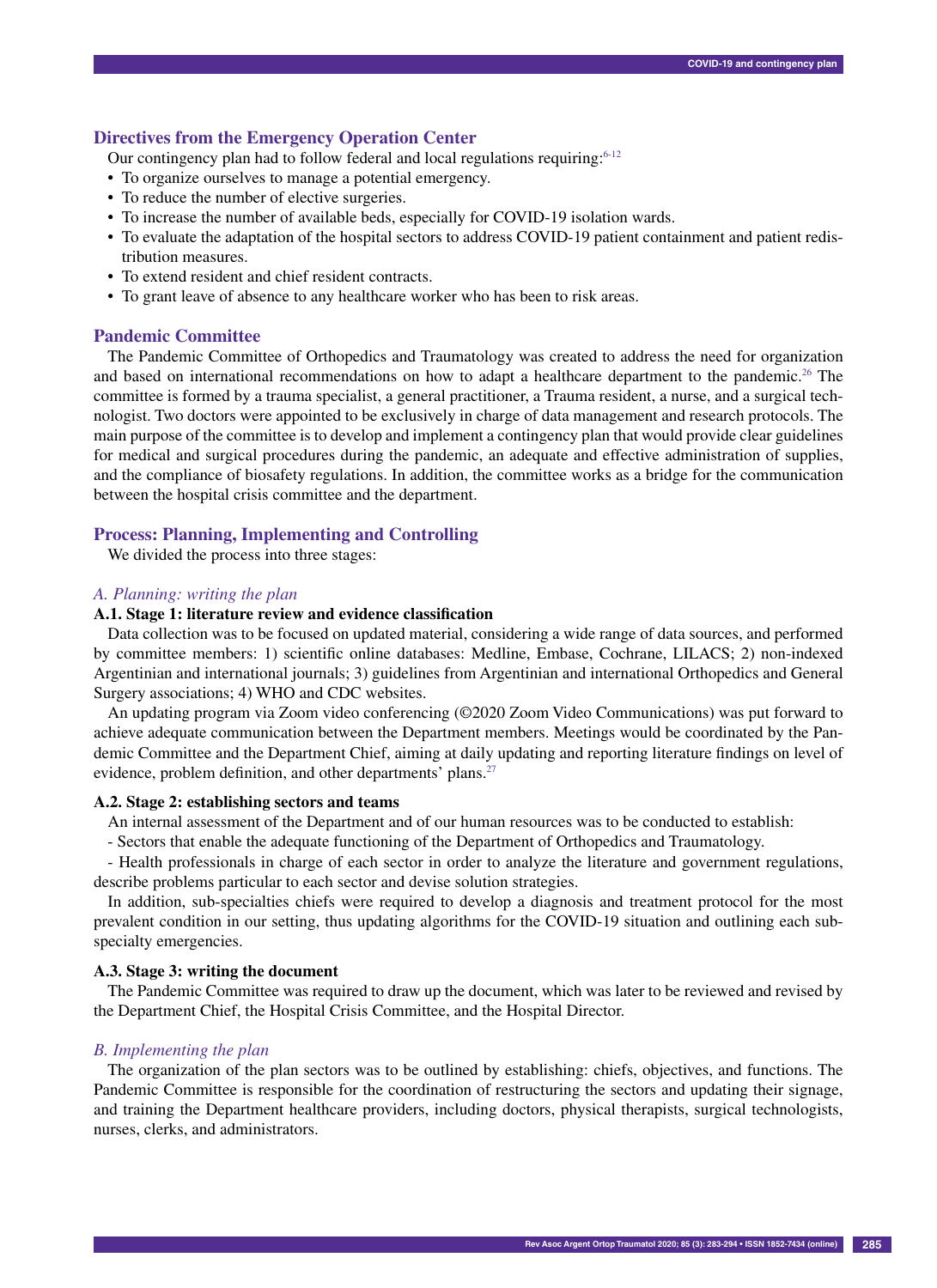## Directives from the Emergency Operation Center

Our contingency plan had to follow federal and local regulations requiring:[6-12]

- To organize ourselves to manage a potential emergency.
- To reduce the number of elective surgeries.
- To increase the number of available beds, especially for COVID-19 isolation wards.
- To evaluate the adaptation of the hospital sectors to address COVID-19 patient containment and patient redistribution measures.
- To extend resident and chief resident contracts.
- To grant leave of absence to any healthcare worker who has been to risk areas.

## Pandemic Committee

The Pandemic Committee of Orthopedics and Traumatology was created to address the need for organization and based on international recommendations on how to adapt a healthcare department to the pandemic.[26] The committee is formed by a trauma specialist, a general practitioner, a Trauma resident, a nurse, and a surgical technologist. Two doctors were appointed to be exclusively in charge of data management and research protocols. The main purpose of the committee is to develop and implement a contingency plan that would provide clear guidelines for medical and surgical procedures during the pandemic, an adequate and effective administration of supplies, and the compliance of biosafety regulations. In addition, the committee works as a bridge for the communication between the hospital crisis committee and the department.

## Process: Planning, Implementing and Controlling

We divided the process into three stages:

### *A. Planning: writing the plan*

#### A.1. Stage 1: literature review and evidence classification

Data collection was to be focused on updated material, considering a wide range of data sources, and performed by committee members: 1) scientific online databases: Medline, Embase, Cochrane, LILACS; 2) non-indexed Argentinian and international journals; 3) guidelines from Argentinian and international Orthopedics and General Surgery associations; 4) WHO and CDC websites.

An updating program via Zoom video conferencing (©2020 Zoom Video Communications) was put forward to achieve adequate communication between the Department members. Meetings would be coordinated by the Pandemic Committee and the Department Chief, aiming at daily updating and reporting literature findings on level of evidence, problem definition, and other departments' plans.[27]

#### A.2. Stage 2: establishing sectors and teams

An internal assessment of the Department and of our human resources was to be conducted to establish:

- Sectors that enable the adequate functioning of the Department of Orthopedics and Traumatology.

- Health professionals in charge of each sector in order to analyze the literature and government regulations, describe problems particular to each sector and devise solution strategies.

In addition, sub-specialties chiefs were required to develop a diagnosis and treatment protocol for the most prevalent condition in our setting, thus updating algorithms for the COVID-19 situation and outlining each subspecialty emergencies.

#### A.3. Stage 3: writing the document

The Pandemic Committee was required to draw up the document, which was later to be reviewed and revised by the Department Chief, the Hospital Crisis Committee, and the Hospital Director.

### *B. Implementing the plan*

The organization of the plan sectors was to be outlined by establishing: chiefs, objectives, and functions. The Pandemic Committee is responsible for the coordination of restructuring the sectors and updating their signage, and training the Department healthcare providers, including doctors, physical therapists, surgical technologists, nurses, clerks, and administrators.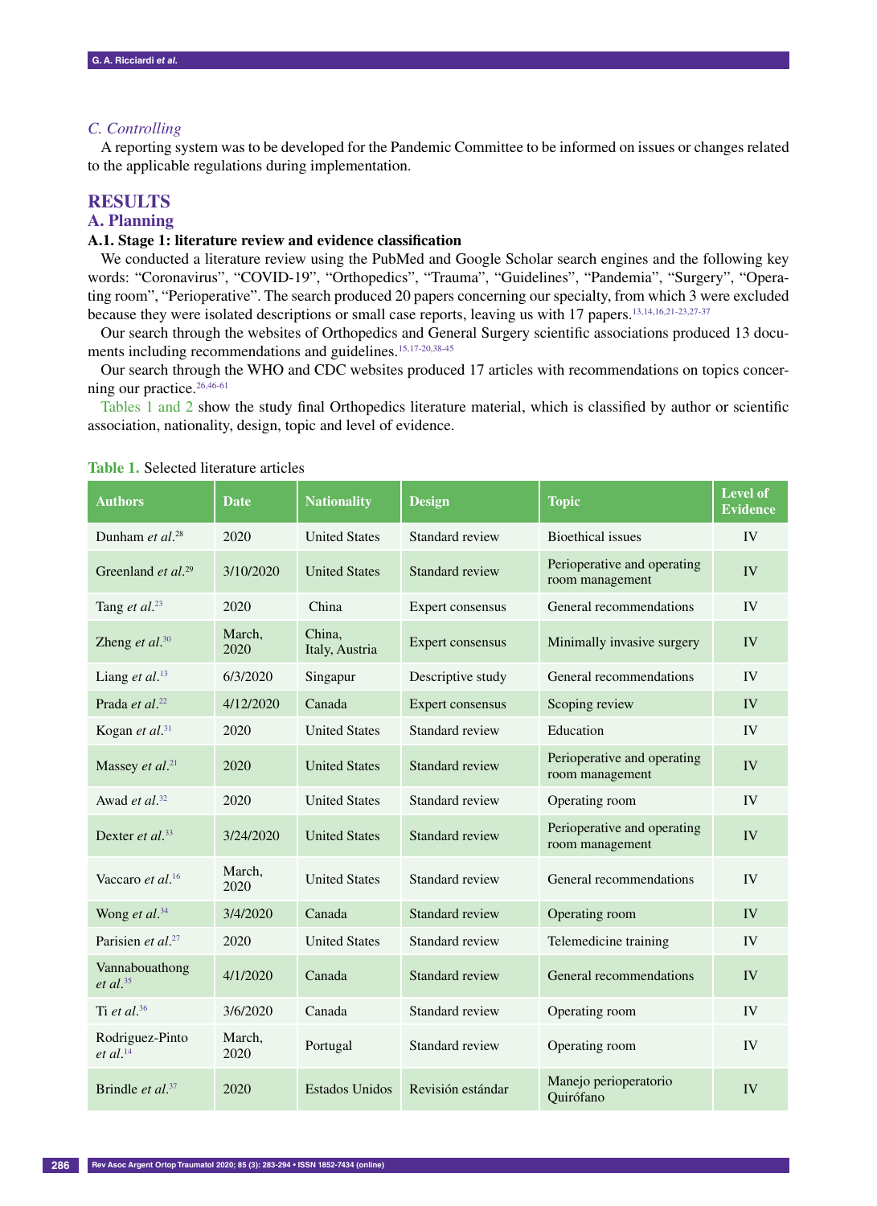### C. Controlling

A reporting system was to be developed for the Pandemic Committee to be informed on issues or changes related to the applicable regulations during implementation.

## RESULTS

### A. Planning

#### A.1. Stage 1: literature review and evidence classification

We conducted a literature review using the PubMed and Google Scholar search engines and the following key words: "Coronavirus", "COVID-19", "Orthopedics", "Trauma", "Guidelines", "Pandemia", "Surgery", "Operating room", "Perioperative". The search produced 20 papers concerning our specialty, from which 3 were excluded because they were isolated descriptions or small case reports, leaving us with 17 papers.[13,14,16,21-23,27-37]

Our search through the websites of Orthopedics and General Surgery scientific associations produced 13 documents including recommendations and guidelines.[15,17-20,38-45]

Our search through the WHO and CDC websites produced 17 articles with recommendations on topics concerning our practice.[26,46-61]

Tables 1 and 2 show the study final Orthopedics literature material, which is classified by author or scientific association, nationality, design, topic and level of evidence.

**Table 1.** Selected literature articles

| Authors | Date | Nationality | Design | Topic | Level of Evidence |
|---|---|---|---|---|---|
| Dunham *et al.*[28] | 2020 | United States | Standard review | Bioethical issues | IV |
| Greenland *et al.*[29] | 3/10/2020 | United States | Standard review | Perioperative and operating room management | IV |
| Tang *et al.*[23] | 2020 | China | Expert consensus | General recommendations | IV |
| Zheng *et al.*[30] | March, 2020 | China, Italy, Austria | Expert consensus | Minimally invasive surgery | IV |
| Liang *et al.*[13] | 6/3/2020 | Singapur | Descriptive study | General recommendations | IV |
| Prada *et al.*[22] | 4/12/2020 | Canada | Expert consensus | Scoping review | IV |
| Kogan *et al.*[31] | 2020 | United States | Standard review | Education | IV |
| Massey *et al.*[21] | 2020 | United States | Standard review | Perioperative and operating room management | IV |
| Awad *et al.*[32] | 2020 | United States | Standard review | Operating room | IV |
| Dexter *et al.*[33] | 3/24/2020 | United States | Standard review | Perioperative and operating room management | IV |
| Vaccaro *et al.*[16] | March, 2020 | United States | Standard review | General recommendations | IV |
| Wong *et al.*[34] | 3/4/2020 | Canada | Standard review | Operating room | IV |
| Parisien *et al.*[27] | 2020 | United States | Standard review | Telemedicine training | IV |
| Vannabouathong *et al.*[35] | 4/1/2020 | Canada | Standard review | General recommendations | IV |
| Ti *et al.*[36] | 3/6/2020 | Canada | Standard review | Operating room | IV |
| Rodriguez-Pinto *et al.*[14] | March, 2020 | Portugal | Standard review | Operating room | IV |
| Brindle *et al.*[37] | 2020 | Estados Unidos | Revisión estándar | Manejo perioperatorio Quirófano | IV |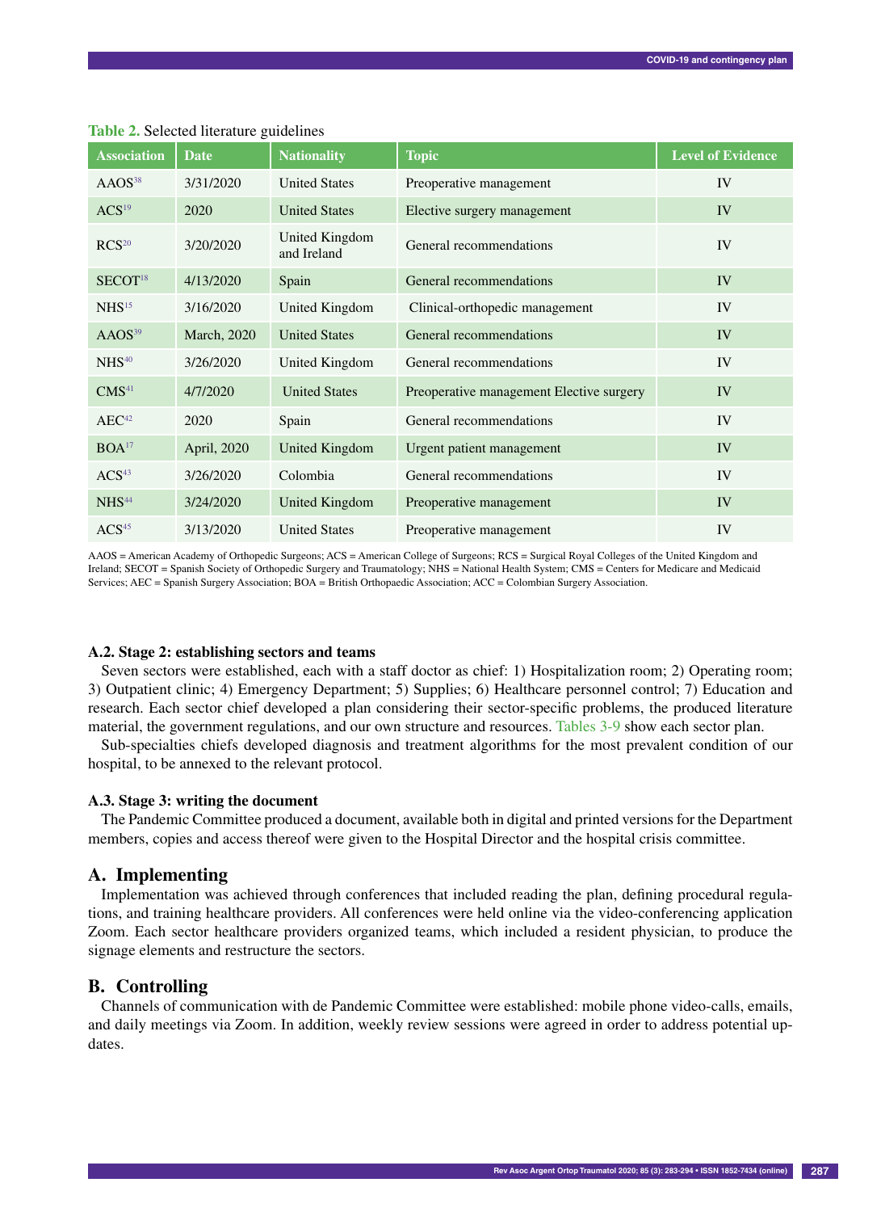**Table 2.** Selected literature guidelines

| Association | Date | Nationality | Topic | Level of Evidence |
|---|---|---|---|---|
| AAOS[38] | 3/31/2020 | United States | Preoperative management | IV |
| ACS[19] | 2020 | United States | Elective surgery management | IV |
| RCS[20] | 3/20/2020 | United Kingdom and Ireland | General recommendations | IV |
| SECOT[18] | 4/13/2020 | Spain | General recommendations | IV |
| NHS[15] | 3/16/2020 | United Kingdom | Clinical-orthopedic management | IV |
| AAOS[39] | March, 2020 | United States | General recommendations | IV |
| NHS[40] | 3/26/2020 | United Kingdom | General recommendations | IV |
| CMS[41] | 4/7/2020 | United States | Preoperative management Elective surgery | IV |
| AEC[42] | 2020 | Spain | General recommendations | IV |
| BOA[17] | April, 2020 | United Kingdom | Urgent patient management | IV |
| ACS[43] | 3/26/2020 | Colombia | General recommendations | IV |
| NHS[44] | 3/24/2020 | United Kingdom | Preoperative management | IV |
| ACS[45] | 3/13/2020 | United States | Preoperative management | IV |

AAOS = American Academy of Orthopedic Surgeons; ACS = American College of Surgeons; RCS = Surgical Royal Colleges of the United Kingdom and Ireland; SECOT = Spanish Society of Orthopedic Surgery and Traumatology; NHS = National Health System; CMS = Centers for Medicare and Medicaid Services; AEC = Spanish Surgery Association; BOA = British Orthopaedic Association; ACC = Colombian Surgery Association.

### A.2. Stage 2: establishing sectors and teams

Seven sectors were established, each with a staff doctor as chief: 1) Hospitalization room; 2) Operating room; 3) Outpatient clinic; 4) Emergency Department; 5) Supplies; 6) Healthcare personnel control; 7) Education and research. Each sector chief developed a plan considering their sector-specific problems, the produced literature material, the government regulations, and our own structure and resources. Tables 3-9 show each sector plan.

Sub-specialties chiefs developed diagnosis and treatment algorithms for the most prevalent condition of our hospital, to be annexed to the relevant protocol.

### A.3. Stage 3: writing the document

The Pandemic Committee produced a document, available both in digital and printed versions for the Department members, copies and access thereof were given to the Hospital Director and the hospital crisis committee.

## A. Implementing

Implementation was achieved through conferences that included reading the plan, defining procedural regulations, and training healthcare providers. All conferences were held online via the video-conferencing application Zoom. Each sector healthcare providers organized teams, which included a resident physician, to produce the signage elements and restructure the sectors.

## B. Controlling

Channels of communication with de Pandemic Committee were established: mobile phone video-calls, emails, and daily meetings via Zoom. In addition, weekly review sessions were agreed in order to address potential updates.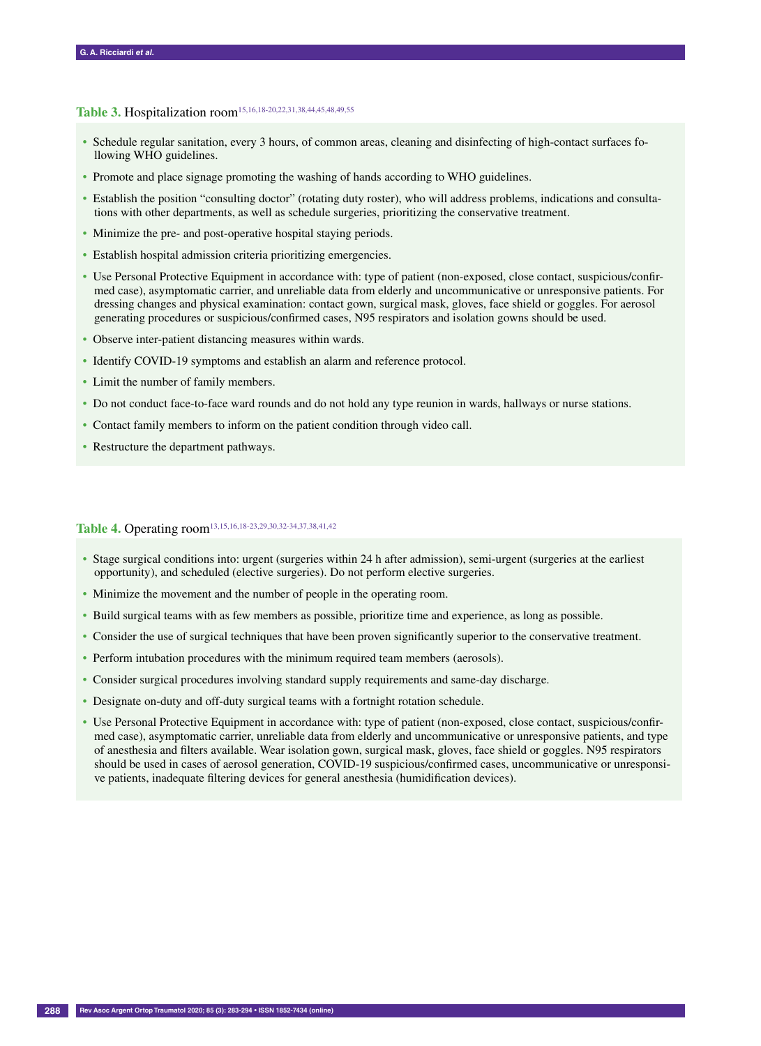**Table 3.** Hospitalization room[15,16,18-20,22,31,38,44,45,48,49,55]

- Schedule regular sanitation, every 3 hours, of common areas, cleaning and disinfecting of high-contact surfaces following WHO guidelines.
- Promote and place signage promoting the washing of hands according to WHO guidelines.
- Establish the position "consulting doctor" (rotating duty roster), who will address problems, indications and consultations with other departments, as well as schedule surgeries, prioritizing the conservative treatment.
- Minimize the pre- and post-operative hospital staying periods.
- Establish hospital admission criteria prioritizing emergencies.
- Use Personal Protective Equipment in accordance with: type of patient (non-exposed, close contact, suspicious/confirmed case), asymptomatic carrier, and unreliable data from elderly and uncommunicative or unresponsive patients. For dressing changes and physical examination: contact gown, surgical mask, gloves, face shield or goggles. For aerosol generating procedures or suspicious/confirmed cases, N95 respirators and isolation gowns should be used.
- Observe inter-patient distancing measures within wards.
- Identify COVID-19 symptoms and establish an alarm and reference protocol.
- Limit the number of family members.
- Do not conduct face-to-face ward rounds and do not hold any type reunion in wards, hallways or nurse stations.
- Contact family members to inform on the patient condition through video call.
- Restructure the department pathways.

**Table 4.** Operating room[13,15,16,18-23,29,30,32-34,37,38,41,42]

- Stage surgical conditions into: urgent (surgeries within 24 h after admission), semi-urgent (surgeries at the earliest opportunity), and scheduled (elective surgeries). Do not perform elective surgeries.
- Minimize the movement and the number of people in the operating room.
- Build surgical teams with as few members as possible, prioritize time and experience, as long as possible.
- Consider the use of surgical techniques that have been proven significantly superior to the conservative treatment.
- Perform intubation procedures with the minimum required team members (aerosols).
- Consider surgical procedures involving standard supply requirements and same-day discharge.
- Designate on-duty and off-duty surgical teams with a fortnight rotation schedule.
- Use Personal Protective Equipment in accordance with: type of patient (non-exposed, close contact, suspicious/confirmed case), asymptomatic carrier, unreliable data from elderly and uncommunicative or unresponsive patients, and type of anesthesia and filters available. Wear isolation gown, surgical mask, gloves, face shield or goggles. N95 respirators should be used in cases of aerosol generation, COVID-19 suspicious/confirmed cases, uncommunicative or unresponsive patients, inadequate filtering devices for general anesthesia (humidification devices).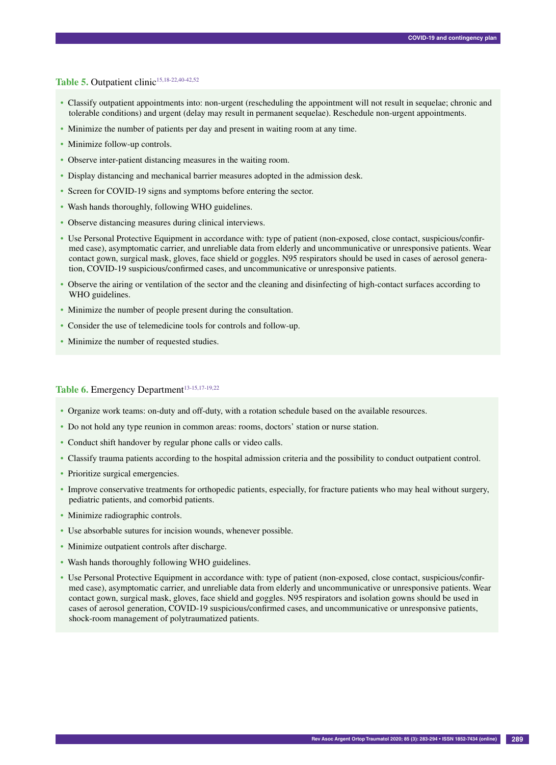**Table 5.** Outpatient clinic[15,18-22,40-42,52]

- Classify outpatient appointments into: non-urgent (rescheduling the appointment will not result in sequelae; chronic and tolerable conditions) and urgent (delay may result in permanent sequelae). Reschedule non-urgent appointments.
- Minimize the number of patients per day and present in waiting room at any time.
- Minimize follow-up controls.
- Observe inter-patient distancing measures in the waiting room.
- Display distancing and mechanical barrier measures adopted in the admission desk.
- Screen for COVID-19 signs and symptoms before entering the sector.
- Wash hands thoroughly, following WHO guidelines.
- Observe distancing measures during clinical interviews.
- Use Personal Protective Equipment in accordance with: type of patient (non-exposed, close contact, suspicious/confirmed case), asymptomatic carrier, and unreliable data from elderly and uncommunicative or unresponsive patients. Wear contact gown, surgical mask, gloves, face shield or goggles. N95 respirators should be used in cases of aerosol generation, COVID-19 suspicious/confirmed cases, and uncommunicative or unresponsive patients.
- Observe the airing or ventilation of the sector and the cleaning and disinfecting of high-contact surfaces according to WHO guidelines.
- Minimize the number of people present during the consultation.
- Consider the use of telemedicine tools for controls and follow-up.
- Minimize the number of requested studies.

**Table 6.** Emergency Department[13-15,17-19,22]

- Organize work teams: on-duty and off-duty, with a rotation schedule based on the available resources.
- Do not hold any type reunion in common areas: rooms, doctors' station or nurse station.
- Conduct shift handover by regular phone calls or video calls.
- Classify trauma patients according to the hospital admission criteria and the possibility to conduct outpatient control.
- Prioritize surgical emergencies.
- Improve conservative treatments for orthopedic patients, especially, for fracture patients who may heal without surgery, pediatric patients, and comorbid patients.
- Minimize radiographic controls.
- Use absorbable sutures for incision wounds, whenever possible.
- Minimize outpatient controls after discharge.
- Wash hands thoroughly following WHO guidelines.
- Use Personal Protective Equipment in accordance with: type of patient (non-exposed, close contact, suspicious/confirmed case), asymptomatic carrier, and unreliable data from elderly and uncommunicative or unresponsive patients. Wear contact gown, surgical mask, gloves, face shield and goggles. N95 respirators and isolation gowns should be used in cases of aerosol generation, COVID-19 suspicious/confirmed cases, and uncommunicative or unresponsive patients, shock-room management of polytraumatized patients.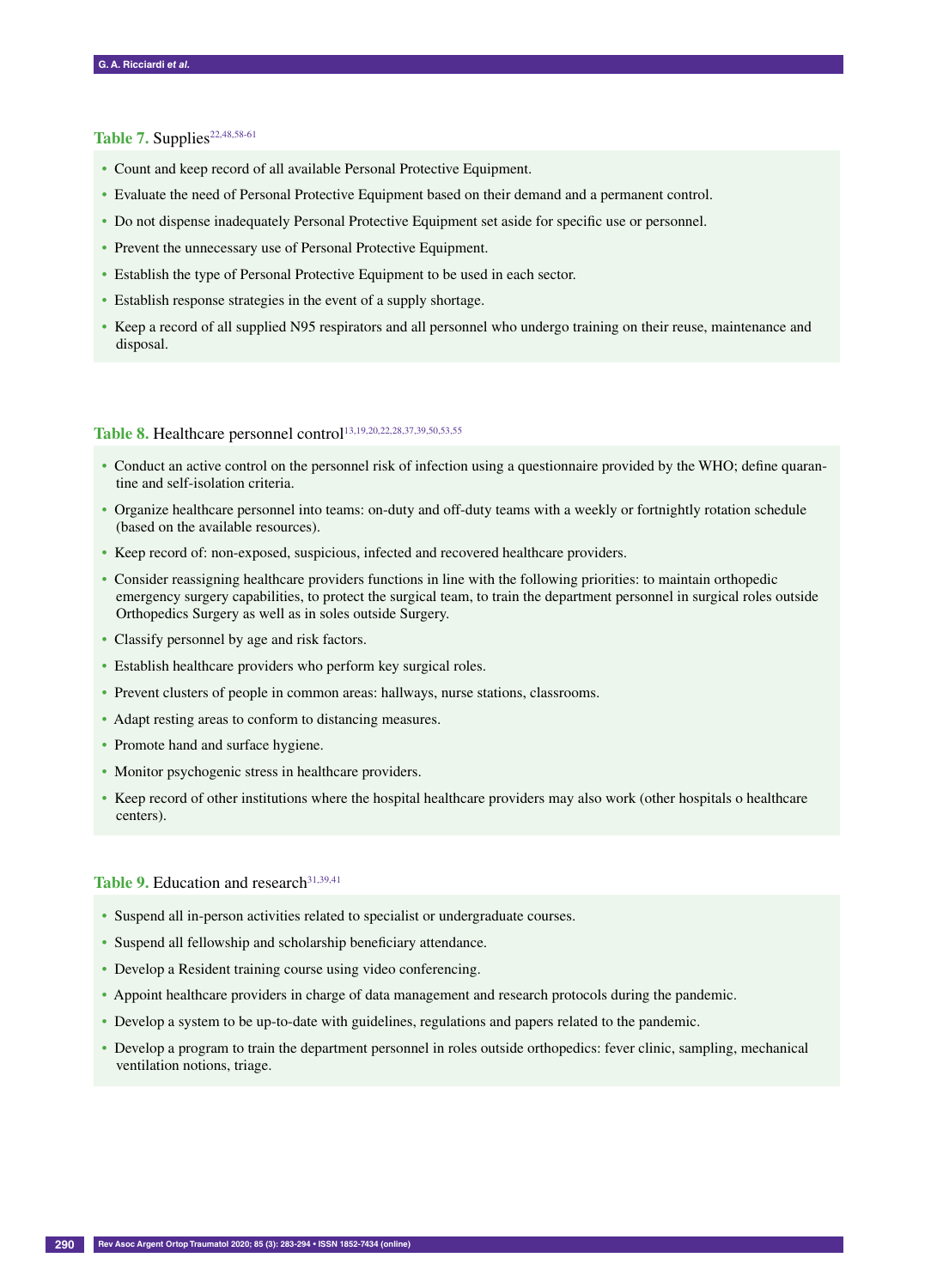**Table 7.** Supplies[22,48,58-61]

- Count and keep record of all available Personal Protective Equipment.
- Evaluate the need of Personal Protective Equipment based on their demand and a permanent control.
- Do not dispense inadequately Personal Protective Equipment set aside for specific use or personnel.
- Prevent the unnecessary use of Personal Protective Equipment.
- Establish the type of Personal Protective Equipment to be used in each sector.
- Establish response strategies in the event of a supply shortage.
- Keep a record of all supplied N95 respirators and all personnel who undergo training on their reuse, maintenance and disposal.

**Table 8.** Healthcare personnel control[13,19,20,22,28,37,39,50,53,55]

- Conduct an active control on the personnel risk of infection using a questionnaire provided by the WHO; define quarantine and self-isolation criteria.
- Organize healthcare personnel into teams: on-duty and off-duty teams with a weekly or fortnightly rotation schedule (based on the available resources).
- Keep record of: non-exposed, suspicious, infected and recovered healthcare providers.
- Consider reassigning healthcare providers functions in line with the following priorities: to maintain orthopedic emergency surgery capabilities, to protect the surgical team, to train the department personnel in surgical roles outside Orthopedics Surgery as well as in soles outside Surgery.
- Classify personnel by age and risk factors.
- Establish healthcare providers who perform key surgical roles.
- Prevent clusters of people in common areas: hallways, nurse stations, classrooms.
- Adapt resting areas to conform to distancing measures.
- Promote hand and surface hygiene.
- Monitor psychogenic stress in healthcare providers.
- Keep record of other institutions where the hospital healthcare providers may also work (other hospitals o healthcare centers).

**Table 9.** Education and research[31,39,41]

- Suspend all in-person activities related to specialist or undergraduate courses.
- Suspend all fellowship and scholarship beneficiary attendance.
- Develop a Resident training course using video conferencing.
- Appoint healthcare providers in charge of data management and research protocols during the pandemic.
- Develop a system to be up-to-date with guidelines, regulations and papers related to the pandemic.
- Develop a program to train the department personnel in roles outside orthopedics: fever clinic, sampling, mechanical ventilation notions, triage.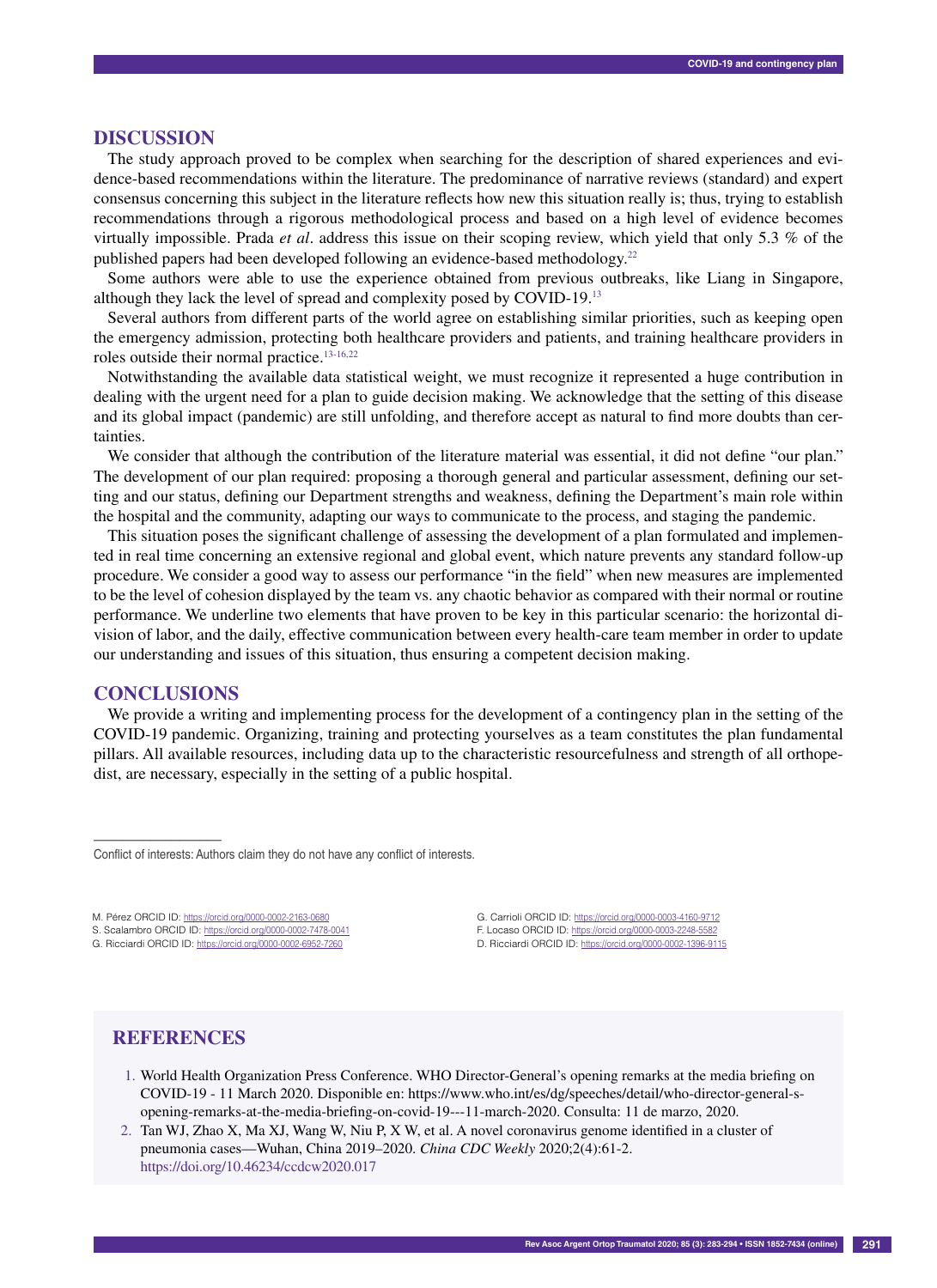## DISCUSSION

The study approach proved to be complex when searching for the description of shared experiences and evidence-based recommendations within the literature. The predominance of narrative reviews (standard) and expert consensus concerning this subject in the literature reflects how new this situation really is; thus, trying to establish recommendations through a rigorous methodological process and based on a high level of evidence becomes virtually impossible. Prada *et al*. address this issue on their scoping review, which yield that only 5.3 % of the published papers had been developed following an evidence-based methodology.[22]

Some authors were able to use the experience obtained from previous outbreaks, like Liang in Singapore, although they lack the level of spread and complexity posed by COVID-19.[13]

Several authors from different parts of the world agree on establishing similar priorities, such as keeping open the emergency admission, protecting both healthcare providers and patients, and training healthcare providers in roles outside their normal practice.[13-16,22]

Notwithstanding the available data statistical weight, we must recognize it represented a huge contribution in dealing with the urgent need for a plan to guide decision making. We acknowledge that the setting of this disease and its global impact (pandemic) are still unfolding, and therefore accept as natural to find more doubts than certainties.

We consider that although the contribution of the literature material was essential, it did not define "our plan." The development of our plan required: proposing a thorough general and particular assessment, defining our setting and our status, defining our Department strengths and weakness, defining the Department's main role within the hospital and the community, adapting our ways to communicate to the process, and staging the pandemic.

This situation poses the significant challenge of assessing the development of a plan formulated and implemented in real time concerning an extensive regional and global event, which nature prevents any standard follow-up procedure. We consider a good way to assess our performance "in the field" when new measures are implemented to be the level of cohesion displayed by the team vs. any chaotic behavior as compared with their normal or routine performance. We underline two elements that have proven to be key in this particular scenario: the horizontal division of labor, and the daily, effective communication between every health-care team member in order to update our understanding and issues of this situation, thus ensuring a competent decision making.

## CONCLUSIONS

We provide a writing and implementing process for the development of a contingency plan in the setting of the COVID-19 pandemic. Organizing, training and protecting yourselves as a team constitutes the plan fundamental pillars. All available resources, including data up to the characteristic resourcefulness and strength of all orthopedist, are necessary, especially in the setting of a public hospital.

---

Conflict of interests: Authors claim they do not have any conflict of interests.

M. Pérez ORCID ID: https://orcid.org/0000-0002-2163-0680
S. Scalambro ORCID ID: https://orcid.org/0000-0002-7478-0041
G. Ricciardi ORCID ID: https://orcid.org/0000-0002-6952-7260
G. Carrioli ORCID ID: https://orcid.org/0000-0003-4160-9712
F. Locaso ORCID ID: https://orcid.org/0000-0003-2248-5582
D. Ricciardi ORCID ID: https://orcid.org/0000-0002-1396-9115

## REFERENCES

1. World Health Organization Press Conference. WHO Director-General's opening remarks at the media briefing on COVID-19 - 11 March 2020. Disponible en: https://www.who.int/es/dg/speeches/detail/who-director-general-s-opening-remarks-at-the-media-briefing-on-covid-19---11-march-2020. Consulta: 11 de marzo, 2020.
2. Tan WJ, Zhao X, Ma XJ, Wang W, Niu P, X W, et al. A novel coronavirus genome identified in a cluster of pneumonia cases—Wuhan, China 2019–2020. *China CDC Weekly* 2020;2(4):61-2. https://doi.org/10.46234/ccdcw2020.017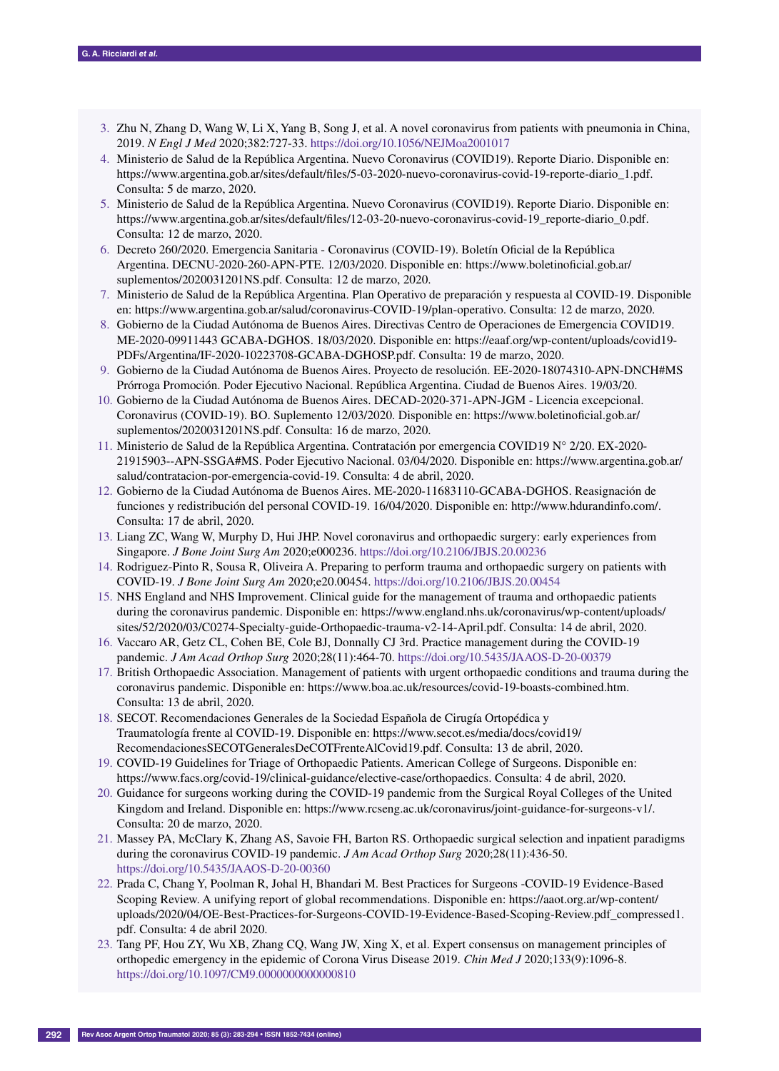3. Zhu N, Zhang D, Wang W, Li X, Yang B, Song J, et al. A novel coronavirus from patients with pneumonia in China, 2019. *N Engl J Med* 2020;382:727-33. https://doi.org/10.1056/NEJMoa2001017
4. Ministerio de Salud de la República Argentina. Nuevo Coronavirus (COVID19). Reporte Diario. Disponible en: https://www.argentina.gob.ar/sites/default/files/5-03-2020-nuevo-coronavirus-covid-19-reporte-diario_1.pdf. Consulta: 5 de marzo, 2020.
5. Ministerio de Salud de la República Argentina. Nuevo Coronavirus (COVID19). Reporte Diario. Disponible en: https://www.argentina.gob.ar/sites/default/files/12-03-20-nuevo-coronavirus-covid-19_reporte-diario_0.pdf. Consulta: 12 de marzo, 2020.
6. Decreto 260/2020. Emergencia Sanitaria - Coronavirus (COVID-19). Boletín Oficial de la República Argentina. DECNU-2020-260-APN-PTE. 12/03/2020. Disponible en: https://www.boletinoficial.gob.ar/suplementos/2020031201NS.pdf. Consulta: 12 de marzo, 2020.
7. Ministerio de Salud de la República Argentina. Plan Operativo de preparación y respuesta al COVID-19. Disponible en: https://www.argentina.gob.ar/salud/coronavirus-COVID-19/plan-operativo. Consulta: 12 de marzo, 2020.
8. Gobierno de la Ciudad Autónoma de Buenos Aires. Directivas Centro de Operaciones de Emergencia COVID19. ME-2020-09911443 GCABA-DGHOS. 18/03/2020. Disponible en: https://eaaf.org/wp-content/uploads/covid19-PDFs/Argentina/IF-2020-10223708-GCABA-DGHOSP.pdf. Consulta: 19 de marzo, 2020.
9. Gobierno de la Ciudad Autónoma de Buenos Aires. Proyecto de resolución. EE-2020-18074310-APN-DNCH#MS Prórroga Promoción. Poder Ejecutivo Nacional. República Argentina. Ciudad de Buenos Aires. 19/03/20.
10. Gobierno de la Ciudad Autónoma de Buenos Aires. DECAD-2020-371-APN-JGM - Licencia excepcional. Coronavirus (COVID-19). BO. Suplemento 12/03/2020. Disponible en: https://www.boletinoficial.gob.ar/suplementos/2020031201NS.pdf. Consulta: 16 de marzo, 2020.
11. Ministerio de Salud de la República Argentina. Contratación por emergencia COVID19 N° 2/20. EX-2020-21915903--APN-SSGA#MS. Poder Ejecutivo Nacional. 03/04/2020. Disponible en: https://www.argentina.gob.ar/salud/contratacion-por-emergencia-covid-19. Consulta: 4 de abril, 2020.
12. Gobierno de la Ciudad Autónoma de Buenos Aires. ME-2020-11683110-GCABA-DGHOS. Reasignación de funciones y redistribución del personal COVID-19. 16/04/2020. Disponible en: http://www.hdurandinfo.com/. Consulta: 17 de abril, 2020.
13. Liang ZC, Wang W, Murphy D, Hui JHP. Novel coronavirus and orthopaedic surgery: early experiences from Singapore. *J Bone Joint Surg Am* 2020;e000236. https://doi.org/10.2106/JBJS.20.00236
14. Rodriguez-Pinto R, Sousa R, Oliveira A. Preparing to perform trauma and orthopaedic surgery on patients with COVID-19. *J Bone Joint Surg Am* 2020;e20.00454. https://doi.org/10.2106/JBJS.20.00454
15. NHS England and NHS Improvement. Clinical guide for the management of trauma and orthopaedic patients during the coronavirus pandemic. Disponible en: https://www.england.nhs.uk/coronavirus/wp-content/uploads/sites/52/2020/03/C0274-Specialty-guide-Orthopaedic-trauma-v2-14-April.pdf. Consulta: 14 de abril, 2020.
16. Vaccaro AR, Getz CL, Cohen BE, Cole BJ, Donnally CJ 3rd. Practice management during the COVID-19 pandemic. *J Am Acad Orthop Surg* 2020;28(11):464-70. https://doi.org/10.5435/JAAOS-D-20-00379
17. British Orthopaedic Association. Management of patients with urgent orthopaedic conditions and trauma during the coronavirus pandemic. Disponible en: https://www.boa.ac.uk/resources/covid-19-boasts-combined.htm. Consulta: 13 de abril, 2020.
18. SECOT. Recomendaciones Generales de la Sociedad Española de Cirugía Ortopédica y Traumatología frente al COVID-19. Disponible en: https://www.secot.es/media/docs/covid19/RecomendacionesSECOTGeneralesDeCOTFrenteAlCovid19.pdf. Consulta: 13 de abril, 2020.
19. COVID-19 Guidelines for Triage of Orthopaedic Patients. American College of Surgeons. Disponible en: https://www.facs.org/covid-19/clinical-guidance/elective-case/orthopaedics. Consulta: 4 de abril, 2020.
20. Guidance for surgeons working during the COVID-19 pandemic from the Surgical Royal Colleges of the United Kingdom and Ireland. Disponible en: https://www.rcseng.ac.uk/coronavirus/joint-guidance-for-surgeons-v1/. Consulta: 20 de marzo, 2020.
21. Massey PA, McClary K, Zhang AS, Savoie FH, Barton RS. Orthopaedic surgical selection and inpatient paradigms during the coronavirus COVID-19 pandemic. *J Am Acad Orthop Surg* 2020;28(11):436-50. https://doi.org/10.5435/JAAOS-D-20-00360
22. Prada C, Chang Y, Poolman R, Johal H, Bhandari M. Best Practices for Surgeons -COVID-19 Evidence-Based Scoping Review. A unifying report of global recommendations. Disponible en: https://aaot.org.ar/wp-content/uploads/2020/04/OE-Best-Practices-for-Surgeons-COVID-19-Evidence-Based-Scoping-Review.pdf_compressed1.pdf. Consulta: 4 de abril 2020.
23. Tang PF, Hou ZY, Wu XB, Zhang CQ, Wang JW, Xing X, et al. Expert consensus on management principles of orthopedic emergency in the epidemic of Corona Virus Disease 2019. *Chin Med J* 2020;133(9):1096-8. https://doi.org/10.1097/CM9.0000000000000810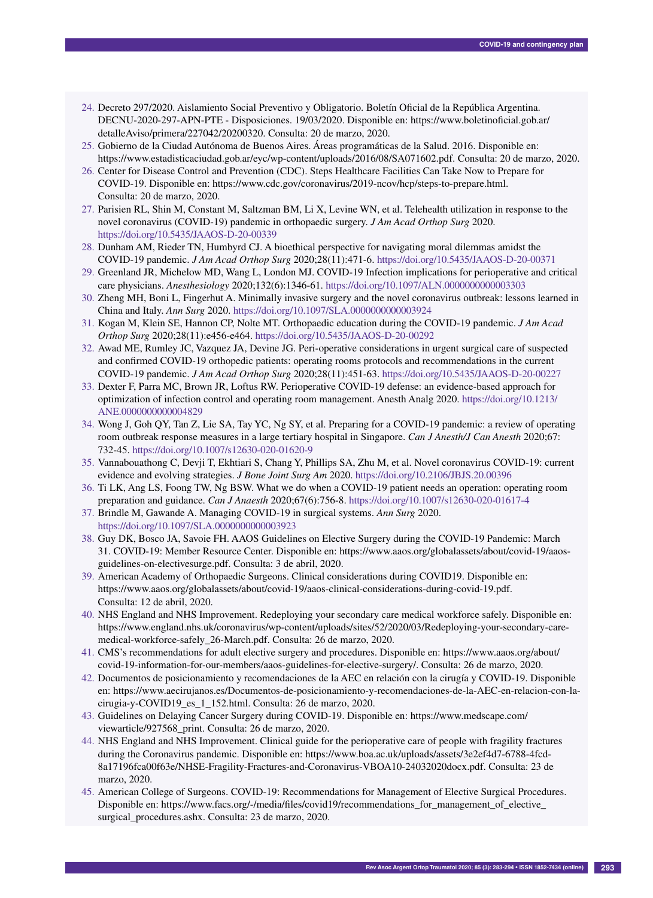24. Decreto 297/2020. Aislamiento Social Preventivo y Obligatorio. Boletín Oficial de la República Argentina. DECNU-2020-297-APN-PTE - Disposiciones. 19/03/2020. Disponible en: https://www.boletinoficial.gob.ar/detalleAviso/primera/227042/20200320. Consulta: 20 de marzo, 2020.
25. Gobierno de la Ciudad Autónoma de Buenos Aires. Áreas programáticas de la Salud. 2016. Disponible en: https://www.estadisticaciudad.gob.ar/eyc/wp-content/uploads/2016/08/SA071602.pdf. Consulta: 20 de marzo, 2020.
26. Center for Disease Control and Prevention (CDC). Steps Healthcare Facilities Can Take Now to Prepare for COVID-19. Disponible en: https://www.cdc.gov/coronavirus/2019-ncov/hcp/steps-to-prepare.html. Consulta: 20 de marzo, 2020.
27. Parisien RL, Shin M, Constant M, Saltzman BM, Li X, Levine WN, et al. Telehealth utilization in response to the novel coronavirus (COVID-19) pandemic in orthopaedic surgery. *J Am Acad Orthop Surg* 2020. https://doi.org/10.5435/JAAOS-D-20-00339
28. Dunham AM, Rieder TN, Humbyrd CJ. A bioethical perspective for navigating moral dilemmas amidst the COVID-19 pandemic. *J Am Acad Orthop Surg* 2020;28(11):471-6. https://doi.org/10.5435/JAAOS-D-20-00371
29. Greenland JR, Michelow MD, Wang L, London MJ. COVID-19 Infection implications for perioperative and critical care physicians. *Anesthesiology* 2020;132(6):1346-61. https://doi.org/10.1097/ALN.0000000000003303
30. Zheng MH, Boni L, Fingerhut A. Minimally invasive surgery and the novel coronavirus outbreak: lessons learned in China and Italy. *Ann Surg* 2020. https://doi.org/10.1097/SLA.0000000000003924
31. Kogan M, Klein SE, Hannon CP, Nolte MT. Orthopaedic education during the COVID-19 pandemic. *J Am Acad Orthop Surg* 2020;28(11):e456-e464. https://doi.org/10.5435/JAAOS-D-20-00292
32. Awad ME, Rumley JC, Vazquez JA, Devine JG. Peri-operative considerations in urgent surgical care of suspected and confirmed COVID-19 orthopedic patients: operating rooms protocols and recommendations in the current COVID-19 pandemic. *J Am Acad Orthop Surg* 2020;28(11):451-63. https://doi.org/10.5435/JAAOS-D-20-00227
33. Dexter F, Parra MC, Brown JR, Loftus RW. Perioperative COVID-19 defense: an evidence-based approach for optimization of infection control and operating room management. Anesth Analg 2020. https://doi.org/10.1213/ANE.0000000000004829
34. Wong J, Goh QY, Tan Z, Lie SA, Tay YC, Ng SY, et al. Preparing for a COVID-19 pandemic: a review of operating room outbreak response measures in a large tertiary hospital in Singapore. *Can J Anesth/J Can Anesth* 2020;67: 732-45. https://doi.org/10.1007/s12630-020-01620-9
35. Vannabouathong C, Devji T, Ekhtiari S, Chang Y, Phillips SA, Zhu M, et al. Novel coronavirus COVID-19: current evidence and evolving strategies. *J Bone Joint Surg Am* 2020. https://doi.org/10.2106/JBJS.20.00396
36. Ti LK, Ang LS, Foong TW, Ng BSW. What we do when a COVID-19 patient needs an operation: operating room preparation and guidance. *Can J Anaesth* 2020;67(6):756-8. https://doi.org/10.1007/s12630-020-01617-4
37. Brindle M, Gawande A. Managing COVID-19 in surgical systems. *Ann Surg* 2020. https://doi.org/10.1097/SLA.0000000000003923
38. Guy DK, Bosco JA, Savoie FH. AAOS Guidelines on Elective Surgery during the COVID-19 Pandemic: March 31. COVID-19: Member Resource Center. Disponible en: https://www.aaos.org/globalassets/about/covid-19/aaos-guidelines-on-electivesurge.pdf. Consulta: 3 de abril, 2020.
39. American Academy of Orthopaedic Surgeons. Clinical considerations during COVID19. Disponible en: https://www.aaos.org/globalassets/about/covid-19/aaos-clinical-considerations-during-covid-19.pdf. Consulta: 12 de abril, 2020.
40. NHS England and NHS Improvement. Redeploying your secondary care medical workforce safely. Disponible en: https://www.england.nhs.uk/coronavirus/wp-content/uploads/sites/52/2020/03/Redeploying-your-secondary-care-medical-workforce-safely_26-March.pdf. Consulta: 26 de marzo, 2020.
41. CMS's recommendations for adult elective surgery and procedures. Disponible en: https://www.aaos.org/about/covid-19-information-for-our-members/aaos-guidelines-for-elective-surgery/. Consulta: 26 de marzo, 2020.
42. Documentos de posicionamiento y recomendaciones de la AEC en relación con la cirugía y COVID-19. Disponible en: https://www.aecirujanos.es/Documentos-de-posicionamiento-y-recomendaciones-de-la-AEC-en-relacion-con-la-cirugia-y-COVID19_es_1_152.html. Consulta: 26 de marzo, 2020.
43. Guidelines on Delaying Cancer Surgery during COVID-19. Disponible en: https://www.medscape.com/viewarticle/927568_print. Consulta: 26 de marzo, 2020.
44. NHS England and NHS Improvement. Clinical guide for the perioperative care of people with fragility fractures during the Coronavirus pandemic. Disponible en: https://www.boa.ac.uk/uploads/assets/3e2ef4d7-6788-4fcd-8a17196fca00f63e/NHSE-Fragility-Fractures-and-Coronavirus-VBOA10-24032020docx.pdf. Consulta: 23 de marzo, 2020.
45. American College of Surgeons. COVID-19: Recommendations for Management of Elective Surgical Procedures. Disponible en: https://www.facs.org/-/media/files/covid19/recommendations_for_management_of_elective_surgical_procedures.ashx. Consulta: 23 de marzo, 2020.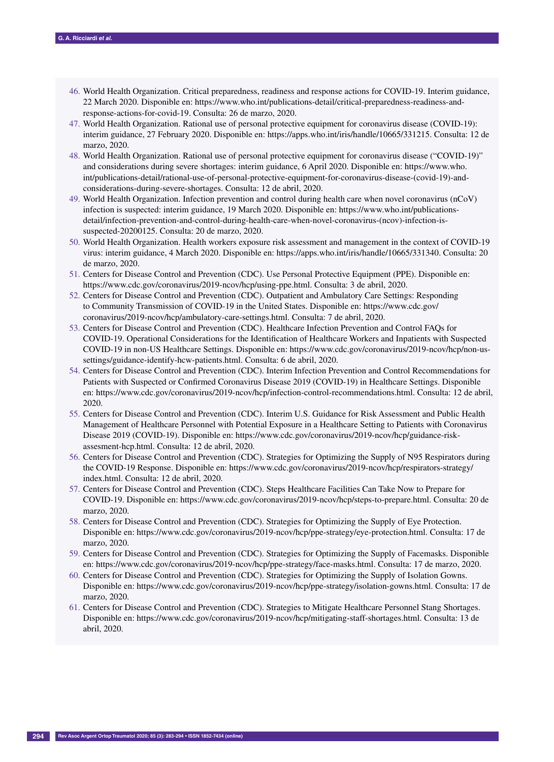46. World Health Organization. Critical preparedness, readiness and response actions for COVID-19. Interim guidance, 22 March 2020. Disponible en: https://www.who.int/publications-detail/critical-preparedness-readiness-and-response-actions-for-covid-19. Consulta: 26 de marzo, 2020.
47. World Health Organization. Rational use of personal protective equipment for coronavirus disease (COVID-19): interim guidance, 27 February 2020. Disponible en: https://apps.who.int/iris/handle/10665/331215. Consulta: 12 de marzo, 2020.
48. World Health Organization. Rational use of personal protective equipment for coronavirus disease ("COVID-19)" and considerations during severe shortages: interim guidance, 6 April 2020. Disponible en: https://www.who.int/publications-detail/rational-use-of-personal-protective-equipment-for-coronavirus-disease-(covid-19)-and-considerations-during-severe-shortages. Consulta: 12 de abril, 2020.
49. World Health Organization. Infection prevention and control during health care when novel coronavirus (nCoV) infection is suspected: interim guidance, 19 March 2020. Disponible en: https://www.who.int/publications-detail/infection-prevention-and-control-during-health-care-when-novel-coronavirus-(ncov)-infection-is-suspected-20200125. Consulta: 20 de marzo, 2020.
50. World Health Organization. Health workers exposure risk assessment and management in the context of COVID-19 virus: interim guidance, 4 March 2020. Disponible en: https://apps.who.int/iris/handle/10665/331340. Consulta: 20 de marzo, 2020.
51. Centers for Disease Control and Prevention (CDC). Use Personal Protective Equipment (PPE). Disponible en: https://www.cdc.gov/coronavirus/2019-ncov/hcp/using-ppe.html. Consulta: 3 de abril, 2020.
52. Centers for Disease Control and Prevention (CDC). Outpatient and Ambulatory Care Settings: Responding to Community Transmission of COVID-19 in the United States. Disponible en: https://www.cdc.gov/coronavirus/2019-ncov/hcp/ambulatory-care-settings.html. Consulta: 7 de abril, 2020.
53. Centers for Disease Control and Prevention (CDC). Healthcare Infection Prevention and Control FAQs for COVID-19. Operational Considerations for the Identification of Healthcare Workers and Inpatients with Suspected COVID-19 in non-US Healthcare Settings. Disponible en: https://www.cdc.gov/coronavirus/2019-ncov/hcp/non-us-settings/guidance-identify-hcw-patients.html. Consulta: 6 de abril, 2020.
54. Centers for Disease Control and Prevention (CDC). Interim Infection Prevention and Control Recommendations for Patients with Suspected or Confirmed Coronavirus Disease 2019 (COVID-19) in Healthcare Settings. Disponible en: https://www.cdc.gov/coronavirus/2019-ncov/hcp/infection-control-recommendations.html. Consulta: 12 de abril, 2020.
55. Centers for Disease Control and Prevention (CDC). Interim U.S. Guidance for Risk Assessment and Public Health Management of Healthcare Personnel with Potential Exposure in a Healthcare Setting to Patients with Coronavirus Disease 2019 (COVID-19). Disponible en: https://www.cdc.gov/coronavirus/2019-ncov/hcp/guidance-risk-assesment-hcp.html. Consulta: 12 de abril, 2020.
56. Centers for Disease Control and Prevention (CDC). Strategies for Optimizing the Supply of N95 Respirators during the COVID-19 Response. Disponible en: https://www.cdc.gov/coronavirus/2019-ncov/hcp/respirators-strategy/index.html. Consulta: 12 de abril, 2020.
57. Centers for Disease Control and Prevention (CDC). Steps Healthcare Facilities Can Take Now to Prepare for COVID-19. Disponible en: https://www.cdc.gov/coronavirus/2019-ncov/hcp/steps-to-prepare.html. Consulta: 20 de marzo, 2020.
58. Centers for Disease Control and Prevention (CDC). Strategies for Optimizing the Supply of Eye Protection. Disponible en: https://www.cdc.gov/coronavirus/2019-ncov/hcp/ppe-strategy/eye-protection.html. Consulta: 17 de marzo, 2020.
59. Centers for Disease Control and Prevention (CDC). Strategies for Optimizing the Supply of Facemasks. Disponible en: https://www.cdc.gov/coronavirus/2019-ncov/hcp/ppe-strategy/face-masks.html. Consulta: 17 de marzo, 2020.
60. Centers for Disease Control and Prevention (CDC). Strategies for Optimizing the Supply of Isolation Gowns. Disponible en: https://www.cdc.gov/coronavirus/2019-ncov/hcp/ppe-strategy/isolation-gowns.html. Consulta: 17 de marzo, 2020.
61. Centers for Disease Control and Prevention (CDC). Strategies to Mitigate Healthcare Personnel Stang Shortages. Disponible en: https://www.cdc.gov/coronavirus/2019-ncov/hcp/mitigating-staff-shortages.html. Consulta: 13 de abril, 2020.